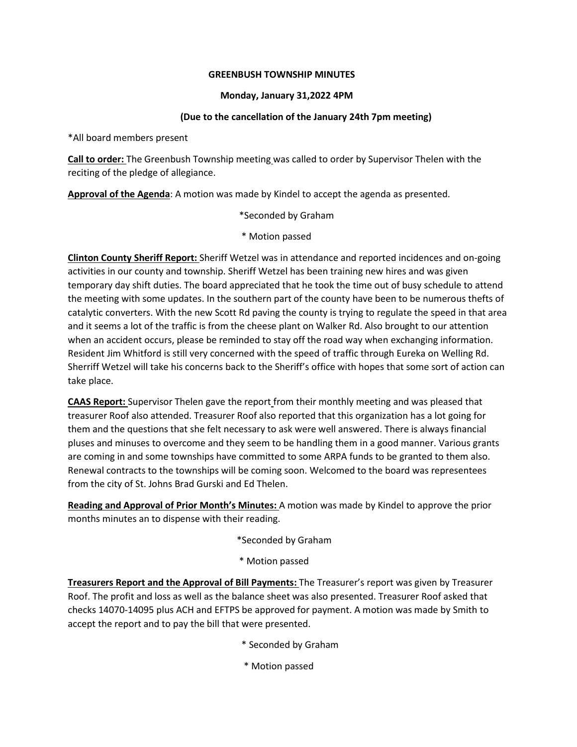**GREENBUSH TOWNSHIP MINUTES**

**Monday, January 31,2022 4PM**

**(Due to the cancellation of the January 24th 7pm meeting)**

*All board members present

**Call to order:** The Greenbush Township meeting was called to order by Supervisor Thelen with the reciting of the pledge of allegiance.

**Approval of the Agenda**: A motion was made by Kindel to accept the agenda as presented.

*Seconded by Graham

* Motion passed

**Clinton County Sheriff Report:** Sheriff Wetzel was in attendance and reported incidences and on-going activities in our county and township. Sheriff Wetzel has been training new hires and was given temporary day shift duties. The board appreciated that he took the time out of busy schedule to attend the meeting with some updates. In the southern part of the county have been to be numerous thefts of catalytic converters. With the new Scott Rd paving the county is trying to regulate the speed in that area and it seems a lot of the traffic is from the cheese plant on Walker Rd. Also brought to our attention when an accident occurs, please be reminded to stay off the road way when exchanging information. Resident Jim Whitford is still very concerned with the speed of traffic through Eureka on Welling Rd. Sherriff Wetzel will take his concerns back to the Sheriff's office with hopes that some sort of action can take place.

**CAAS Report:** Supervisor Thelen gave the report from their monthly meeting and was pleased that treasurer Roof also attended. Treasurer Roof also reported that this organization has a lot going for them and the questions that she felt necessary to ask were well answered. There is always financial pluses and minuses to overcome and they seem to be handling them in a good manner. Various grants are coming in and some townships have committed to some ARPA funds to be granted to them also. Renewal contracts to the townships will be coming soon. Welcomed to the board was representees from the city of St. Johns Brad Gurski and Ed Thelen.

**Reading and Approval of Prior Month's Minutes:** A motion was made by Kindel to approve the prior months minutes an to dispense with their reading.

*Seconded by Graham

* Motion passed

**Treasurers Report and the Approval of Bill Payments:** The Treasurer's report was given by Treasurer Roof. The profit and loss as well as the balance sheet was also presented. Treasurer Roof asked that checks 14070-14095 plus ACH and EFTPS be approved for payment. A motion was made by Smith to accept the report and to pay the bill that were presented.

* Seconded by Graham

* Motion passed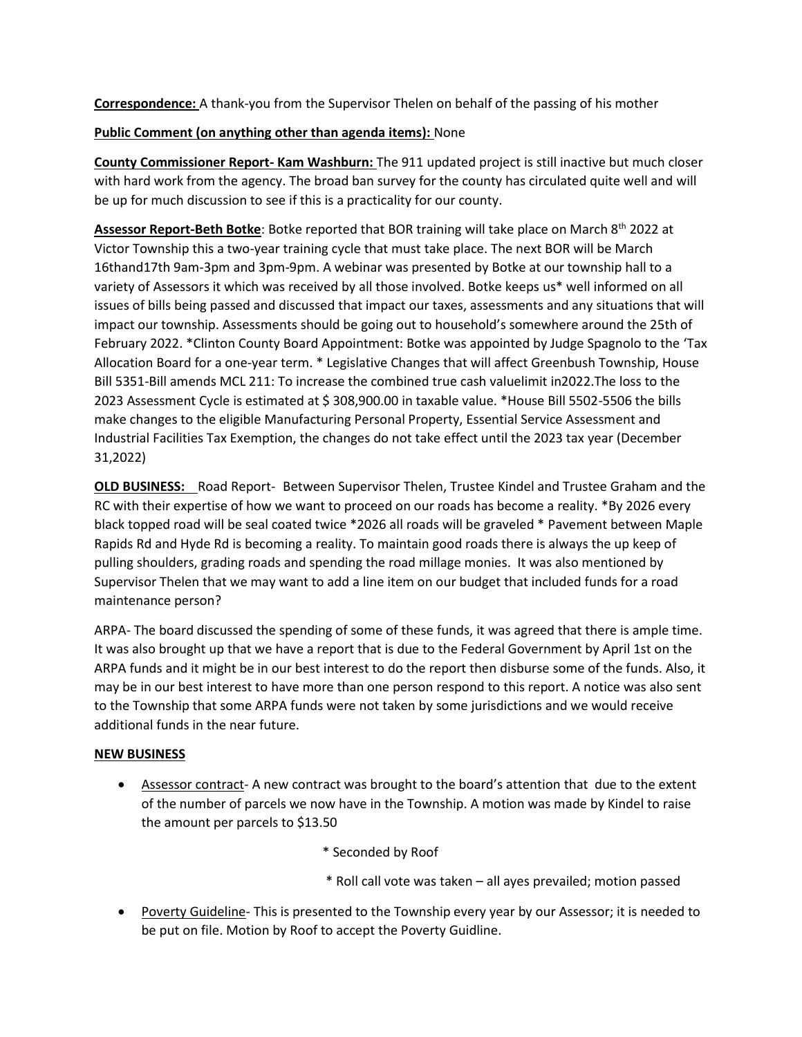**Correspondence:** A thank-you from the Supervisor Thelen on behalf of the passing of his mother

**Public Comment (on anything other than agenda items):** None

**County Commissioner Report- Kam Washburn:** The 911 updated project is still inactive but much closer with hard work from the agency. The broad ban survey for the county has circulated quite well and will be up for much discussion to see if this is a practicality for our county.

**Assessor Report-Beth Botke**: Botke reported that BOR training will take place on March 8th 2022 at Victor Township this a two-year training cycle that must take place. The next BOR will be March 16thand17th 9am-3pm and 3pm-9pm. A webinar was presented by Botke at our township hall to a variety of Assessors it which was received by all those involved. Botke keeps us* well informed on all issues of bills being passed and discussed that impact our taxes, assessments and any situations that will impact our township. Assessments should be going out to household's somewhere around the 25th of February 2022. *Clinton County Board Appointment: Botke was appointed by Judge Spagnolo to the 'Tax Allocation Board for a one-year term. * Legislative Changes that will affect Greenbush Township, House Bill 5351-Bill amends MCL 211: To increase the combined true cash valuelimit in2022.The loss to the 2023 Assessment Cycle is estimated at $ 308,900.00 in taxable value. *House Bill 5502-5506 the bills make changes to the eligible Manufacturing Personal Property, Essential Service Assessment and Industrial Facilities Tax Exemption, the changes do not take effect until the 2023 tax year (December 31,2022)

**OLD BUSINESS:** Road Report- Between Supervisor Thelen, Trustee Kindel and Trustee Graham and the RC with their expertise of how we want to proceed on our roads has become a reality. *By 2026 every black topped road will be seal coated twice *2026 all roads will be graveled * Pavement between Maple Rapids Rd and Hyde Rd is becoming a reality. To maintain good roads there is always the up keep of pulling shoulders, grading roads and spending the road millage monies. It was also mentioned by Supervisor Thelen that we may want to add a line item on our budget that included funds for a road maintenance person?

ARPA- The board discussed the spending of some of these funds, it was agreed that there is ample time. It was also brought up that we have a report that is due to the Federal Government by April 1st on the ARPA funds and it might be in our best interest to do the report then disburse some of the funds. Also, it may be in our best interest to have more than one person respond to this report. A notice was also sent to the Township that some ARPA funds were not taken by some jurisdictions and we would receive additional funds in the near future.

**NEW BUSINESS**

- Assessor contract- A new contract was brought to the board's attention that due to the extent of the number of parcels we now have in the Township. A motion was made by Kindel to raise the amount per parcels to $13.50

  * Seconded by Roof

  * Roll call vote was taken – all ayes prevailed; motion passed

- Poverty Guideline- This is presented to the Township every year by our Assessor; it is needed to be put on file. Motion by Roof to accept the Poverty Guidline.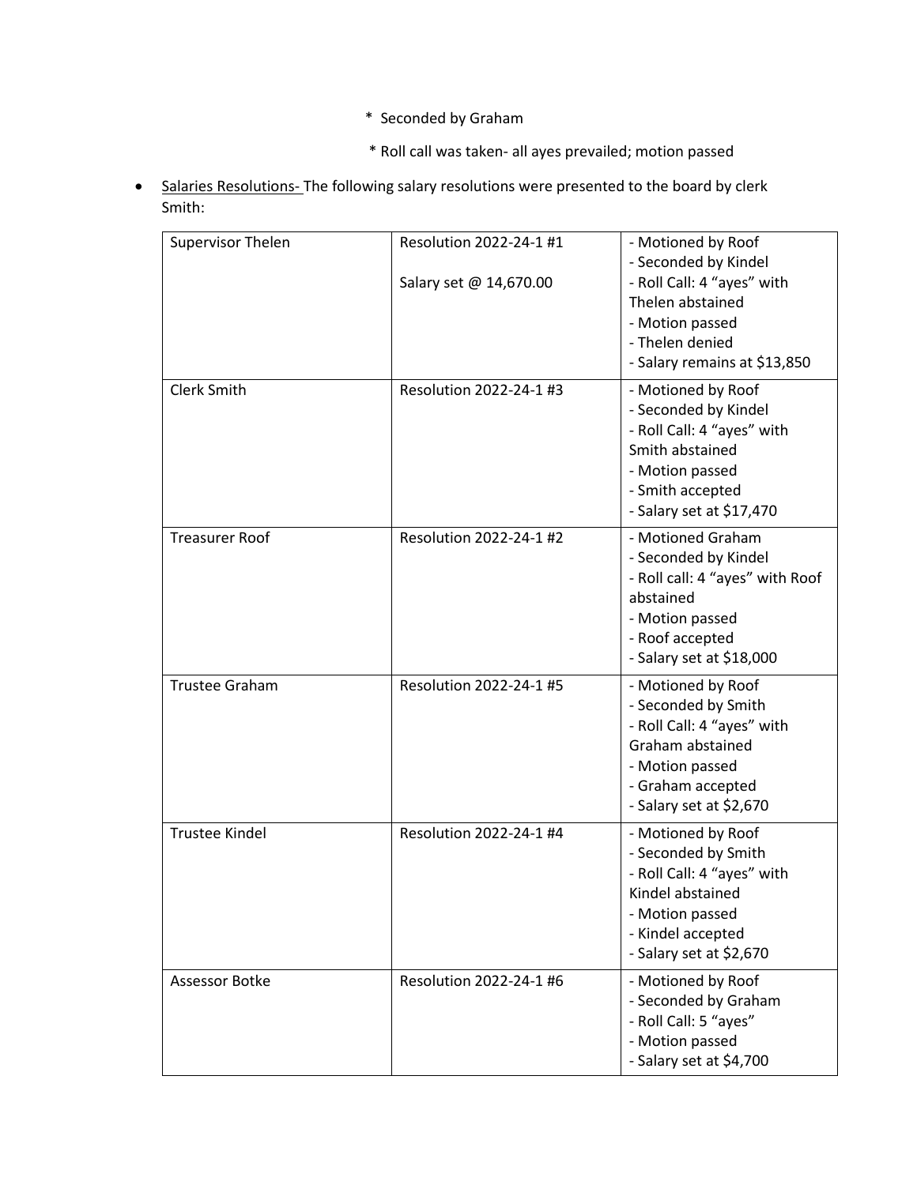* Seconded by Graham

* Roll call was taken- all ayes prevailed; motion passed

- Salaries Resolutions- The following salary resolutions were presented to the board by clerk Smith:

| | | |
|---|---|---|
| Supervisor Thelen | Resolution 2022-24-1 #1<br><br>Salary set @ 14,670.00 | - Motioned by Roof<br>- Seconded by Kindel<br>- Roll Call: 4 “ayes” with Thelen abstained<br>- Motion passed<br>- Thelen denied<br>- Salary remains at $13,850 |
| Clerk Smith | Resolution 2022-24-1 #3 | - Motioned by Roof<br>- Seconded by Kindel<br>- Roll Call: 4 “ayes” with Smith abstained<br>- Motion passed<br>- Smith accepted<br>- Salary set at $17,470 |
| Treasurer Roof | Resolution 2022-24-1 #2 | - Motioned Graham<br>- Seconded by Kindel<br>- Roll call: 4 “ayes” with Roof abstained<br>- Motion passed<br>- Roof accepted<br>- Salary set at $18,000 |
| Trustee Graham | Resolution 2022-24-1 #5 | - Motioned by Roof<br>- Seconded by Smith<br>- Roll Call: 4 “ayes” with Graham abstained<br>- Motion passed<br>- Graham accepted<br>- Salary set at $2,670 |
| Trustee Kindel | Resolution 2022-24-1 #4 | - Motioned by Roof<br>- Seconded by Smith<br>- Roll Call: 4 “ayes” with Kindel abstained<br>- Motion passed<br>- Kindel accepted<br>- Salary set at $2,670 |
| Assessor Botke | Resolution 2022-24-1 #6 | - Motioned by Roof<br>- Seconded by Graham<br>- Roll Call: 5 “ayes”<br>- Motion passed<br>- Salary set at $4,700 |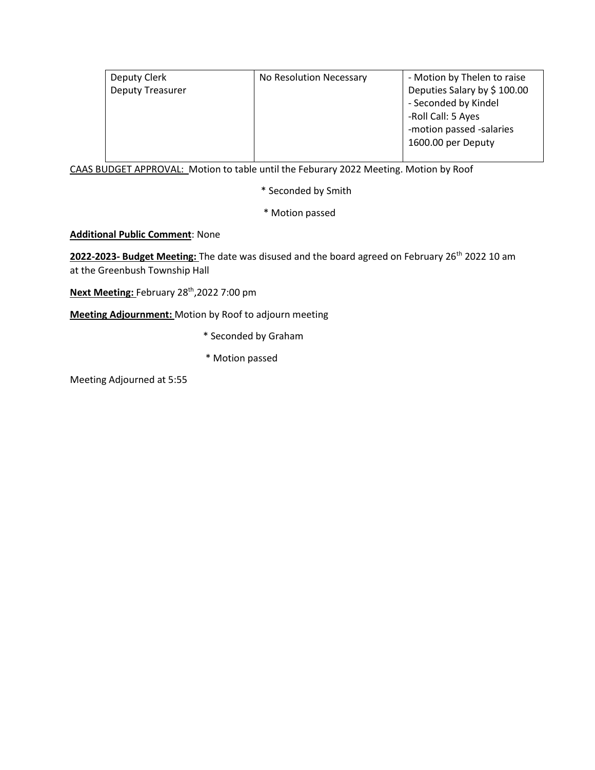| | | |
|---|---|---|
| Deputy Clerk<br>Deputy Treasurer | No Resolution Necessary | - Motion by Thelen to raise Deputies Salary by $ 100.00<br>- Seconded by Kindel<br>-Roll Call: 5 Ayes<br>-motion passed -salaries 1600.00 per Deputy |

CAAS BUDGET APPROVAL: Motion to table until the Feburary 2022 Meeting. Motion by Roof

* Seconded by Smith

* Motion passed

**Additional Public Comment**: None

**2022-2023- Budget Meeting:** The date was disused and the board agreed on February 26th 2022 10 am at the Greenbush Township Hall

**Next Meeting:** February 28th,2022 7:00 pm

**Meeting Adjournment:** Motion by Roof to adjourn meeting

* Seconded by Graham

* Motion passed

Meeting Adjourned at 5:55